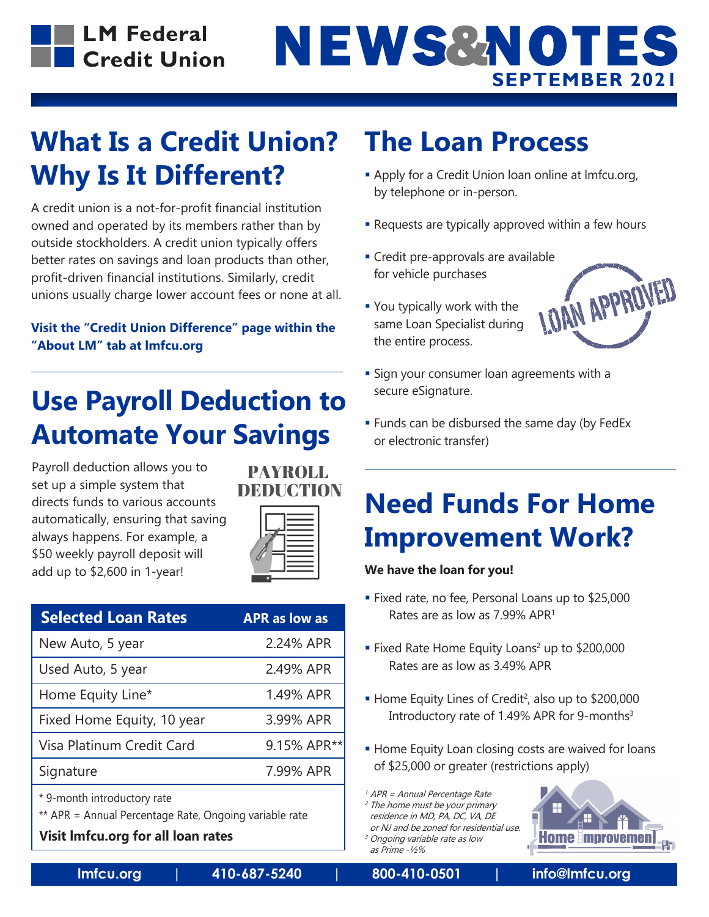# LM Federal Credit Union

# NEWS&NOTES

**SEPTEMBER 2021**

## What Is a Credit Union? Why Is It Different?

A credit union is a not-for-profit financial institution owned and operated by its members rather than by outside stockholders. A credit union typically offers better rates on savings and loan products than other, profit-driven financial institutions. Similarly, credit unions usually charge lower account fees or none at all.

**Visit the "Credit Union Difference" page within the "About LM" tab at lmfcu.org**

## Use Payroll Deduction to Automate Your Savings

PAYROLL DEDUCTION

Payroll deduction allows you to set up a simple system that directs funds to various accounts automatically, ensuring that saving always happens. For example, a $50 weekly payroll deposit will add up to $2,600 in 1-year!

| Selected Loan Rates | APR as low as |
|---|---|
| New Auto, 5 year | 2.24% APR |
| Used Auto, 5 year | 2.49% APR |
| Home Equity Line* | 1.49% APR |
| Fixed Home Equity, 10 year | 3.99% APR |
| Visa Platinum Credit Card | 9.15% APR** |
| Signature | 7.99% APR |

\* 9-month introductory rate

** APR = Annual Percentage Rate, Ongoing variable rate

**Visit lmfcu.org for all loan rates**

## The Loan Process

- Apply for a Credit Union loan online at lmfcu.org, by telephone or in-person.
- Requests are typically approved within a few hours
- Credit pre-approvals are available for vehicle purchases
- You typically work with the same Loan Specialist during the entire process.
- Sign your consumer loan agreements with a secure eSignature.
- Funds can be disbursed the same day (by FedEx or electronic transfer)

LOAN APPROVED

## Need Funds For Home Improvement Work?

**We have the loan for you!**

- Fixed rate, no fee, Personal Loans up to $25,000
  Rates are as low as 7.99% APR[1]
- Fixed Rate Home Equity Loans[2] up to $200,000
  Rates are as low as 3.49% APR
- Home Equity Lines of Credit[2], also up to $200,000
  Introductory rate of 1.49% APR for 9-months[3]
- Home Equity Loan closing costs are waived for loans of $25,000 or greater (restrictions apply)

*[1] APR = Annual Percentage Rate*
*[2] The home must be your primary residence in MD, PA, DC, VA, DE or NJ and be zoned for residential use.*
*[3] Ongoing variable rate as low as Prime -½%*

Home Improvement

lmfcu.org | 410-687-5240 | 800-410-0501 | info@lmfcu.org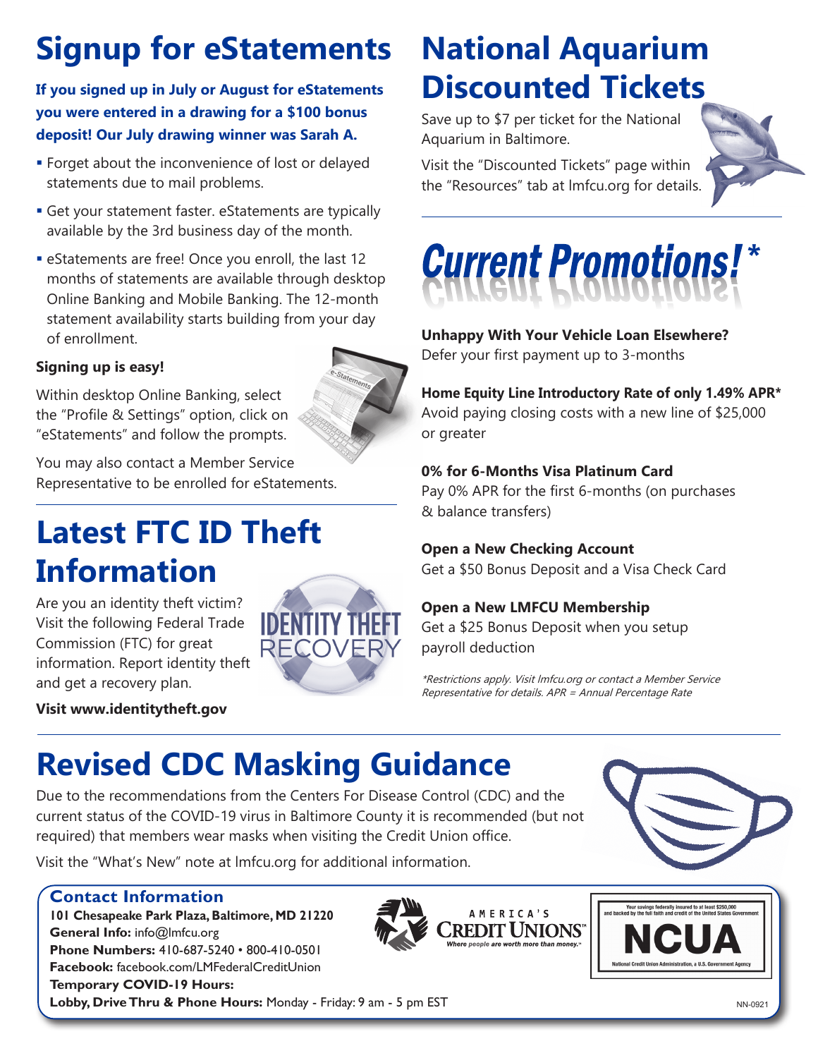# Signup for eStatements

**If you signed up in July or August for eStatements you were entered in a drawing for a $100 bonus deposit! Our July drawing winner was Sarah A.**

- Forget about the inconvenience of lost or delayed statements due to mail problems.
- Get your statement faster. eStatements are typically available by the 3rd business day of the month.
- eStatements are free! Once you enroll, the last 12 months of statements are available through desktop Online Banking and Mobile Banking. The 12-month statement availability starts building from your day of enrollment.

**Signing up is easy!**

Within desktop Online Banking, select the "Profile & Settings" option, click on "eStatements" and follow the prompts.

You may also contact a Member Service Representative to be enrolled for eStatements.

# Latest FTC ID Theft Information

Are you an identity theft victim? Visit the following Federal Trade Commission (FTC) for great information. Report identity theft and get a recovery plan.

**Visit www.identitytheft.gov**

# National Aquarium Discounted Tickets

Save up to $7 per ticket for the National Aquarium in Baltimore.

Visit the "Discounted Tickets" page within the "Resources" tab at lmfcu.org for details.

# Current Promotions!*

**Unhappy With Your Vehicle Loan Elsewhere?**
Defer your first payment up to 3-months

**Home Equity Line Introductory Rate of only 1.49% APR***
Avoid paying closing costs with a new line of $25,000 or greater

**0% for 6-Months Visa Platinum Card**
Pay 0% APR for the first 6-months (on purchases & balance transfers)

**Open a New Checking Account**
Get a $50 Bonus Deposit and a Visa Check Card

**Open a New LMFCU Membership**
Get a $25 Bonus Deposit when you setup payroll deduction

*\*Restrictions apply. Visit lmfcu.org or contact a Member Service Representative for details. APR = Annual Percentage Rate*

# Revised CDC Masking Guidance

Due to the recommendations from the Centers For Disease Control (CDC) and the current status of the COVID-19 virus in Baltimore County it is recommended (but not required) that members wear masks when visiting the Credit Union office.

Visit the "What's New" note at lmfcu.org for additional information.

## Contact Information

**101 Chesapeake Park Plaza, Baltimore, MD 21220**
**General Info:** info@lmfcu.org
**Phone Numbers:** 410-687-5240 • 800-410-0501
**Facebook:** facebook.com/LMFederalCreditUnion
**Temporary COVID-19 Hours:**
**Lobby, Drive Thru & Phone Hours:** Monday - Friday: 9 am - 5 pm EST

AMERICA'S CREDIT UNIONS™ Where people are worth more than money.™

Your savings federally insured to at least $250,000 and backed by the full faith and credit of the United States Government
NCUA
National Credit Union Administration, a U.S. Government Agency

NN-0921